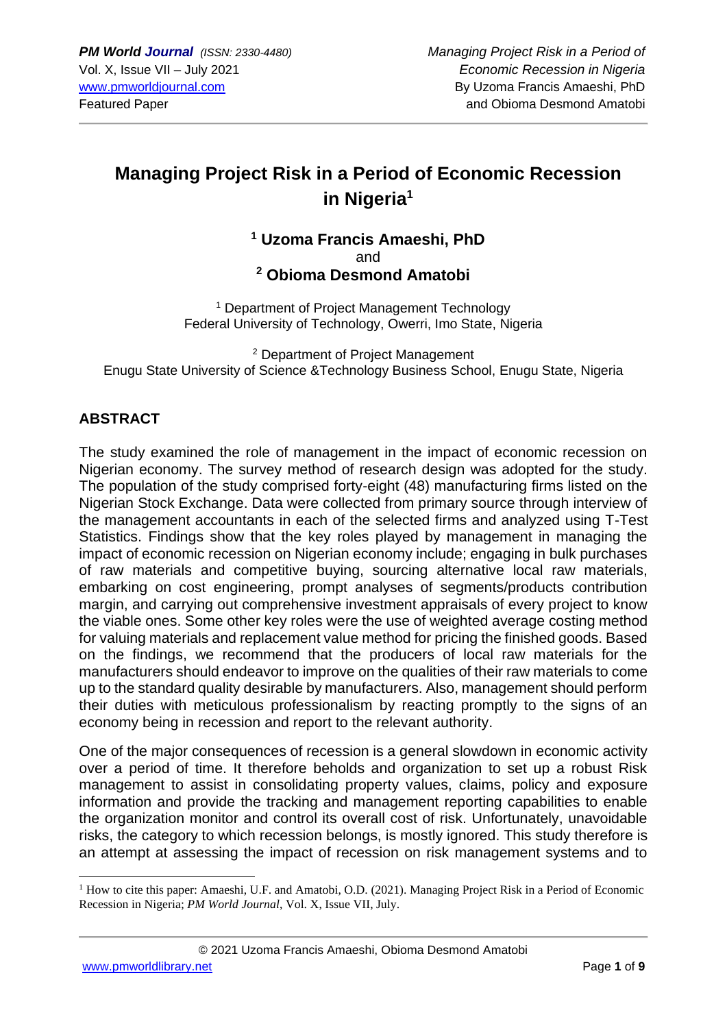# Managing Project Risk in a Period of Economic Recession in Nigeria[1]

**[1] Uzoma Francis Amaeshi, PhD**
and
**[2] Obioma Desmond Amatobi**

[1] Department of Project Management Technology
Federal University of Technology, Owerri, Imo State, Nigeria

[2] Department of Project Management
Enugu State University of Science &Technology Business School, Enugu State, Nigeria

## ABSTRACT

The study examined the role of management in the impact of economic recession on Nigerian economy. The survey method of research design was adopted for the study. The population of the study comprised forty-eight (48) manufacturing firms listed on the Nigerian Stock Exchange. Data were collected from primary source through interview of the management accountants in each of the selected firms and analyzed using T-Test Statistics. Findings show that the key roles played by management in managing the impact of economic recession on Nigerian economy include; engaging in bulk purchases of raw materials and competitive buying, sourcing alternative local raw materials, embarking on cost engineering, prompt analyses of segments/products contribution margin, and carrying out comprehensive investment appraisals of every project to know the viable ones. Some other key roles were the use of weighted average costing method for valuing materials and replacement value method for pricing the finished goods. Based on the findings, we recommend that the producers of local raw materials for the manufacturers should endeavor to improve on the qualities of their raw materials to come up to the standard quality desirable by manufacturers. Also, management should perform their duties with meticulous professionalism by reacting promptly to the signs of an economy being in recession and report to the relevant authority.

One of the major consequences of recession is a general slowdown in economic activity over a period of time. It therefore beholds and organization to set up a robust Risk management to assist in consolidating property values, claims, policy and exposure information and provide the tracking and management reporting capabilities to enable the organization monitor and control its overall cost of risk. Unfortunately, unavoidable risks, the category to which recession belongs, is mostly ignored. This study therefore is an attempt at assessing the impact of recession on risk management systems and to

---

[1] How to cite this paper: Amaeshi, U.F. and Amatobi, O.D. (2021). Managing Project Risk in a Period of Economic Recession in Nigeria; *PM World Journal*, Vol. X, Issue VII, July.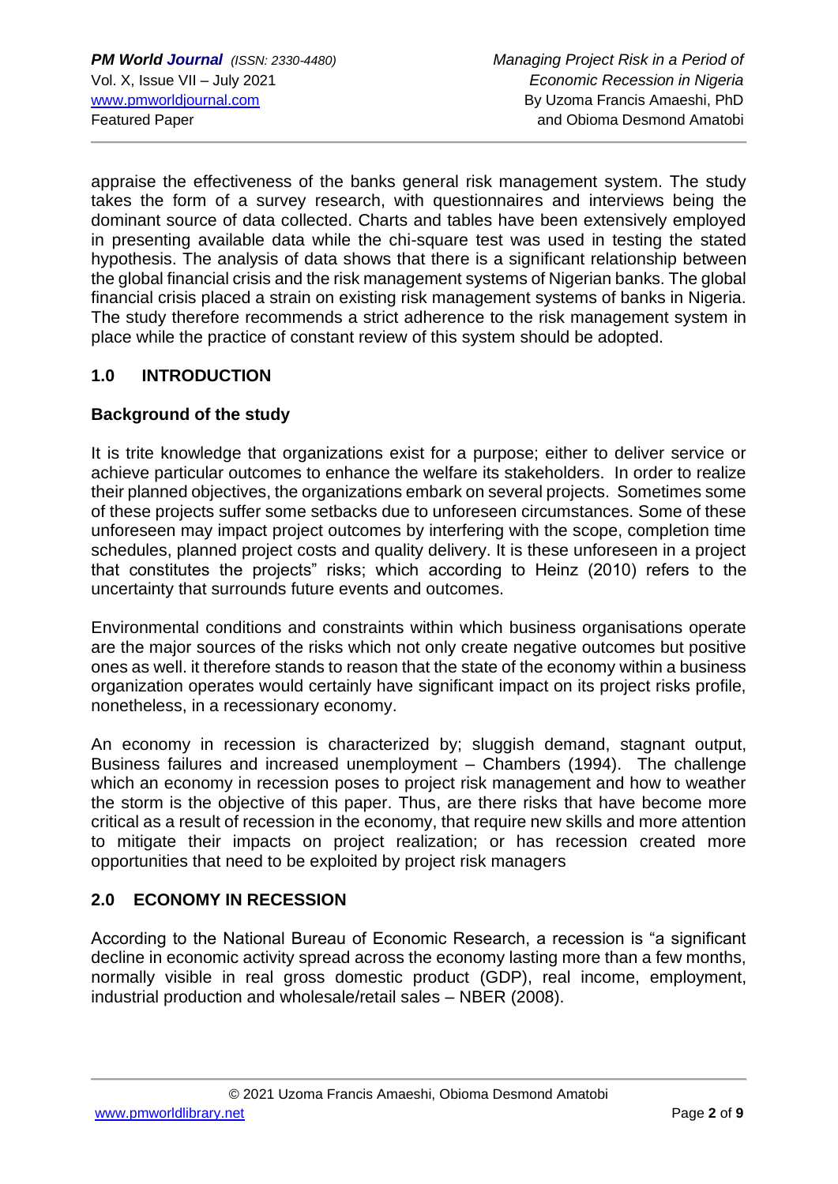appraise the effectiveness of the banks general risk management system. The study takes the form of a survey research, with questionnaires and interviews being the dominant source of data collected. Charts and tables have been extensively employed in presenting available data while the chi-square test was used in testing the stated hypothesis. The analysis of data shows that there is a significant relationship between the global financial crisis and the risk management systems of Nigerian banks. The global financial crisis placed a strain on existing risk management systems of banks in Nigeria. The study therefore recommends a strict adherence to the risk management system in place while the practice of constant review of this system should be adopted.

## 1.0 INTRODUCTION

### Background of the study

It is trite knowledge that organizations exist for a purpose; either to deliver service or achieve particular outcomes to enhance the welfare its stakeholders. In order to realize their planned objectives, the organizations embark on several projects. Sometimes some of these projects suffer some setbacks due to unforeseen circumstances. Some of these unforeseen may impact project outcomes by interfering with the scope, completion time schedules, planned project costs and quality delivery. It is these unforeseen in a project that constitutes the projects" risks; which according to Heinz (2010) refers to the uncertainty that surrounds future events and outcomes.

Environmental conditions and constraints within which business organisations operate are the major sources of the risks which not only create negative outcomes but positive ones as well. it therefore stands to reason that the state of the economy within a business organization operates would certainly have significant impact on its project risks profile, nonetheless, in a recessionary economy.

An economy in recession is characterized by; sluggish demand, stagnant output, Business failures and increased unemployment – Chambers (1994). The challenge which an economy in recession poses to project risk management and how to weather the storm is the objective of this paper. Thus, are there risks that have become more critical as a result of recession in the economy, that require new skills and more attention to mitigate their impacts on project realization; or has recession created more opportunities that need to be exploited by project risk managers

## 2.0 ECONOMY IN RECESSION

According to the National Bureau of Economic Research, a recession is "a significant decline in economic activity spread across the economy lasting more than a few months, normally visible in real gross domestic product (GDP), real income, employment, industrial production and wholesale/retail sales – NBER (2008).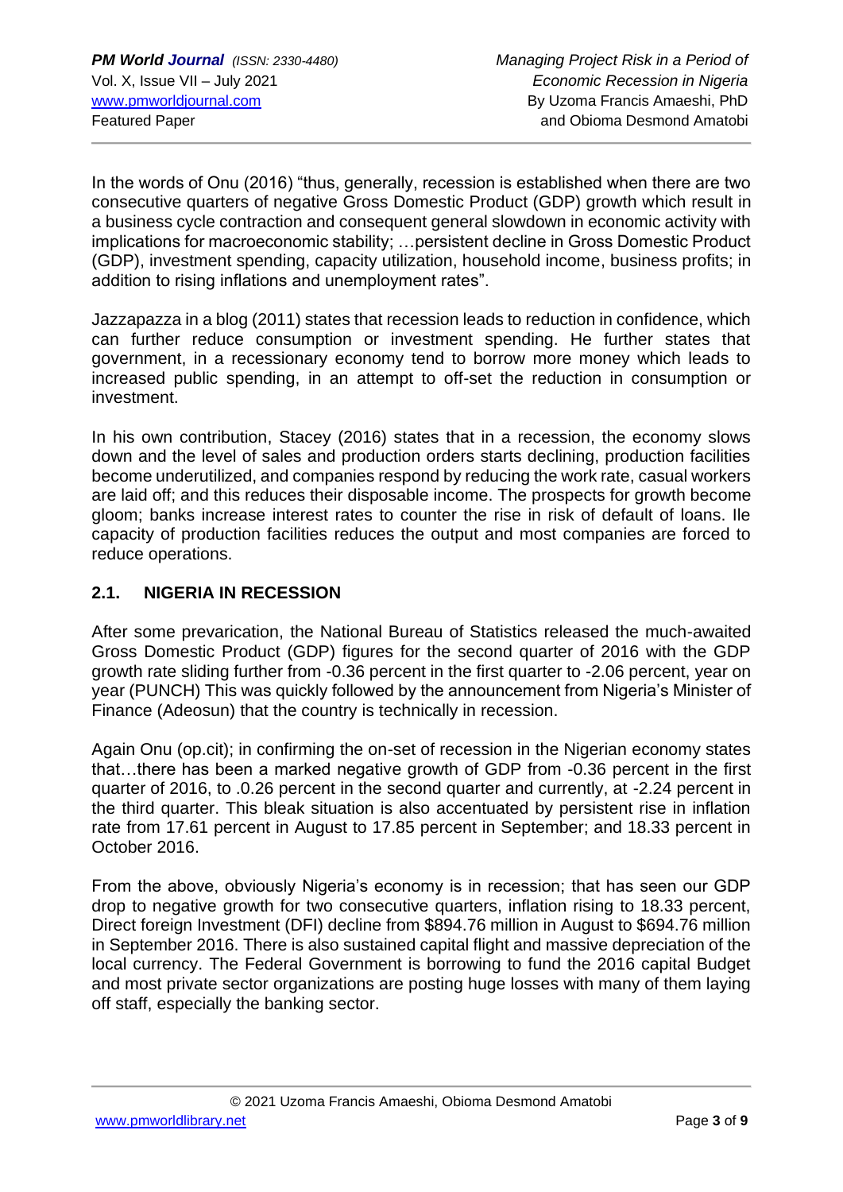In the words of Onu (2016) “thus, generally, recession is established when there are two consecutive quarters of negative Gross Domestic Product (GDP) growth which result in a business cycle contraction and consequent general slowdown in economic activity with implications for macroeconomic stability; …persistent decline in Gross Domestic Product (GDP), investment spending, capacity utilization, household income, business profits; in addition to rising inflations and unemployment rates”.

Jazzapazza in a blog (2011) states that recession leads to reduction in confidence, which can further reduce consumption or investment spending. He further states that government, in a recessionary economy tend to borrow more money which leads to increased public spending, in an attempt to off-set the reduction in consumption or investment.

In his own contribution, Stacey (2016) states that in a recession, the economy slows down and the level of sales and production orders starts declining, production facilities become underutilized, and companies respond by reducing the work rate, casual workers are laid off; and this reduces their disposable income. The prospects for growth become gloom; banks increase interest rates to counter the rise in risk of default of loans. Ile capacity of production facilities reduces the output and most companies are forced to reduce operations.

## 2.1. NIGERIA IN RECESSION

After some prevarication, the National Bureau of Statistics released the much-awaited Gross Domestic Product (GDP) figures for the second quarter of 2016 with the GDP growth rate sliding further from -0.36 percent in the first quarter to -2.06 percent, year on year (PUNCH) This was quickly followed by the announcement from Nigeria’s Minister of Finance (Adeosun) that the country is technically in recession.

Again Onu (op.cit); in confirming the on-set of recession in the Nigerian economy states that…there has been a marked negative growth of GDP from -0.36 percent in the first quarter of 2016, to .0.26 percent in the second quarter and currently, at -2.24 percent in the third quarter. This bleak situation is also accentuated by persistent rise in inflation rate from 17.61 percent in August to 17.85 percent in September; and 18.33 percent in October 2016.

From the above, obviously Nigeria’s economy is in recession; that has seen our GDP drop to negative growth for two consecutive quarters, inflation rising to 18.33 percent, Direct foreign Investment (DFI) decline from $894.76 million in August to $694.76 million in September 2016. There is also sustained capital flight and massive depreciation of the local currency. The Federal Government is borrowing to fund the 2016 capital Budget and most private sector organizations are posting huge losses with many of them laying off staff, especially the banking sector.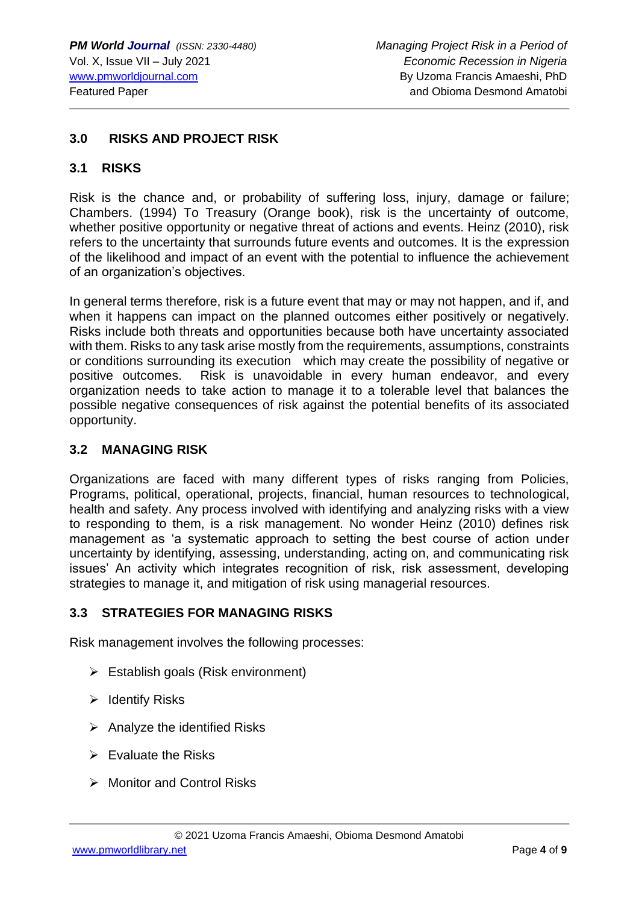## 3.0 RISKS AND PROJECT RISK

### 3.1 RISKS

Risk is the chance and, or probability of suffering loss, injury, damage or failure; Chambers. (1994) To Treasury (Orange book), risk is the uncertainty of outcome, whether positive opportunity or negative threat of actions and events. Heinz (2010), risk refers to the uncertainty that surrounds future events and outcomes. It is the expression of the likelihood and impact of an event with the potential to influence the achievement of an organization's objectives.

In general terms therefore, risk is a future event that may or may not happen, and if, and when it happens can impact on the planned outcomes either positively or negatively. Risks include both threats and opportunities because both have uncertainty associated with them. Risks to any task arise mostly from the requirements, assumptions, constraints or conditions surrounding its execution which may create the possibility of negative or positive outcomes. Risk is unavoidable in every human endeavor, and every organization needs to take action to manage it to a tolerable level that balances the possible negative consequences of risk against the potential benefits of its associated opportunity.

### 3.2 MANAGING RISK

Organizations are faced with many different types of risks ranging from Policies, Programs, political, operational, projects, financial, human resources to technological, health and safety. Any process involved with identifying and analyzing risks with a view to responding to them, is a risk management. No wonder Heinz (2010) defines risk management as 'a systematic approach to setting the best course of action under uncertainty by identifying, assessing, understanding, acting on, and communicating risk issues' An activity which integrates recognition of risk, risk assessment, developing strategies to manage it, and mitigation of risk using managerial resources.

### 3.3 STRATEGIES FOR MANAGING RISKS

Risk management involves the following processes:

- Establish goals (Risk environment)
- Identify Risks
- Analyze the identified Risks
- Evaluate the Risks
- Monitor and Control Risks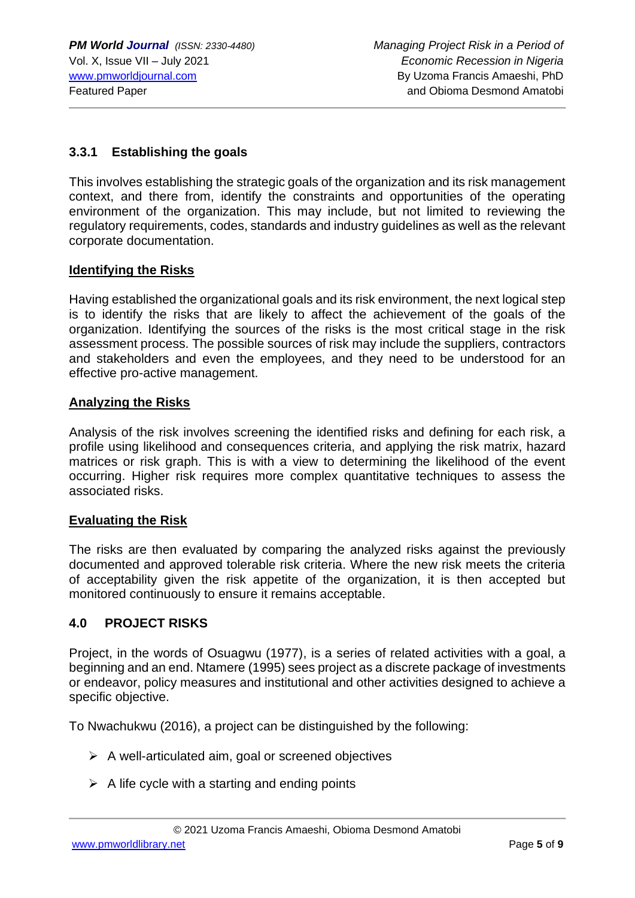### 3.3.1 Establishing the goals

This involves establishing the strategic goals of the organization and its risk management context, and there from, identify the constraints and opportunities of the operating environment of the organization. This may include, but not limited to reviewing the regulatory requirements, codes, standards and industry guidelines as well as the relevant corporate documentation.

**Identifying the Risks**

Having established the organizational goals and its risk environment, the next logical step is to identify the risks that are likely to affect the achievement of the goals of the organization. Identifying the sources of the risks is the most critical stage in the risk assessment process. The possible sources of risk may include the suppliers, contractors and stakeholders and even the employees, and they need to be understood for an effective pro-active management.

**Analyzing the Risks**

Analysis of the risk involves screening the identified risks and defining for each risk, a profile using likelihood and consequences criteria, and applying the risk matrix, hazard matrices or risk graph. This is with a view to determining the likelihood of the event occurring. Higher risk requires more complex quantitative techniques to assess the associated risks.

**Evaluating the Risk**

The risks are then evaluated by comparing the analyzed risks against the previously documented and approved tolerable risk criteria. Where the new risk meets the criteria of acceptability given the risk appetite of the organization, it is then accepted but monitored continuously to ensure it remains acceptable.

## 4.0 PROJECT RISKS

Project, in the words of Osuagwu (1977), is a series of related activities with a goal, a beginning and an end. Ntamere (1995) sees project as a discrete package of investments or endeavor, policy measures and institutional and other activities designed to achieve a specific objective.

To Nwachukwu (2016), a project can be distinguished by the following:

- A well-articulated aim, goal or screened objectives
- A life cycle with a starting and ending points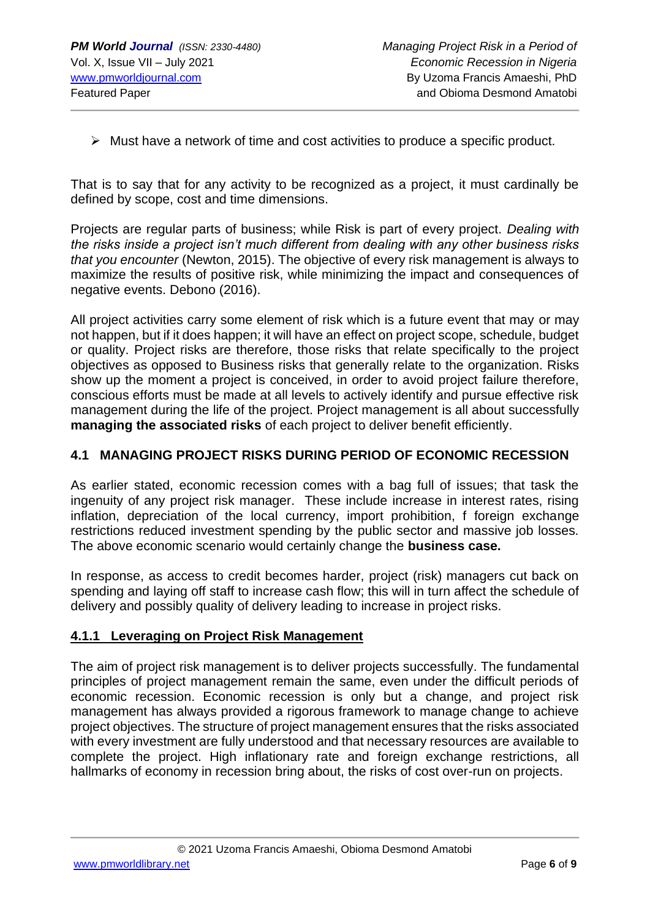- Must have a network of time and cost activities to produce a specific product.

That is to say that for any activity to be recognized as a project, it must cardinally be defined by scope, cost and time dimensions.

Projects are regular parts of business; while Risk is part of every project. *Dealing with the risks inside a project isn't much different from dealing with any other business risks that you encounter* (Newton, 2015). The objective of every risk management is always to maximize the results of positive risk, while minimizing the impact and consequences of negative events. Debono (2016).

All project activities carry some element of risk which is a future event that may or may not happen, but if it does happen; it will have an effect on project scope, schedule, budget or quality. Project risks are therefore, those risks that relate specifically to the project objectives as opposed to Business risks that generally relate to the organization. Risks show up the moment a project is conceived, in order to avoid project failure therefore, conscious efforts must be made at all levels to actively identify and pursue effective risk management during the life of the project. Project management is all about successfully **managing the associated risks** of each project to deliver benefit efficiently.

## 4.1 MANAGING PROJECT RISKS DURING PERIOD OF ECONOMIC RECESSION

As earlier stated, economic recession comes with a bag full of issues; that task the ingenuity of any project risk manager. These include increase in interest rates, rising inflation, depreciation of the local currency, import prohibition, f foreign exchange restrictions reduced investment spending by the public sector and massive job losses. The above economic scenario would certainly change the **business case.**

In response, as access to credit becomes harder, project (risk) managers cut back on spending and laying off staff to increase cash flow; this will in turn affect the schedule of delivery and possibly quality of delivery leading to increase in project risks.

### 4.1.1 Leveraging on Project Risk Management

The aim of project risk management is to deliver projects successfully. The fundamental principles of project management remain the same, even under the difficult periods of economic recession. Economic recession is only but a change, and project risk management has always provided a rigorous framework to manage change to achieve project objectives. The structure of project management ensures that the risks associated with every investment are fully understood and that necessary resources are available to complete the project. High inflationary rate and foreign exchange restrictions, all hallmarks of economy in recession bring about, the risks of cost over-run on projects.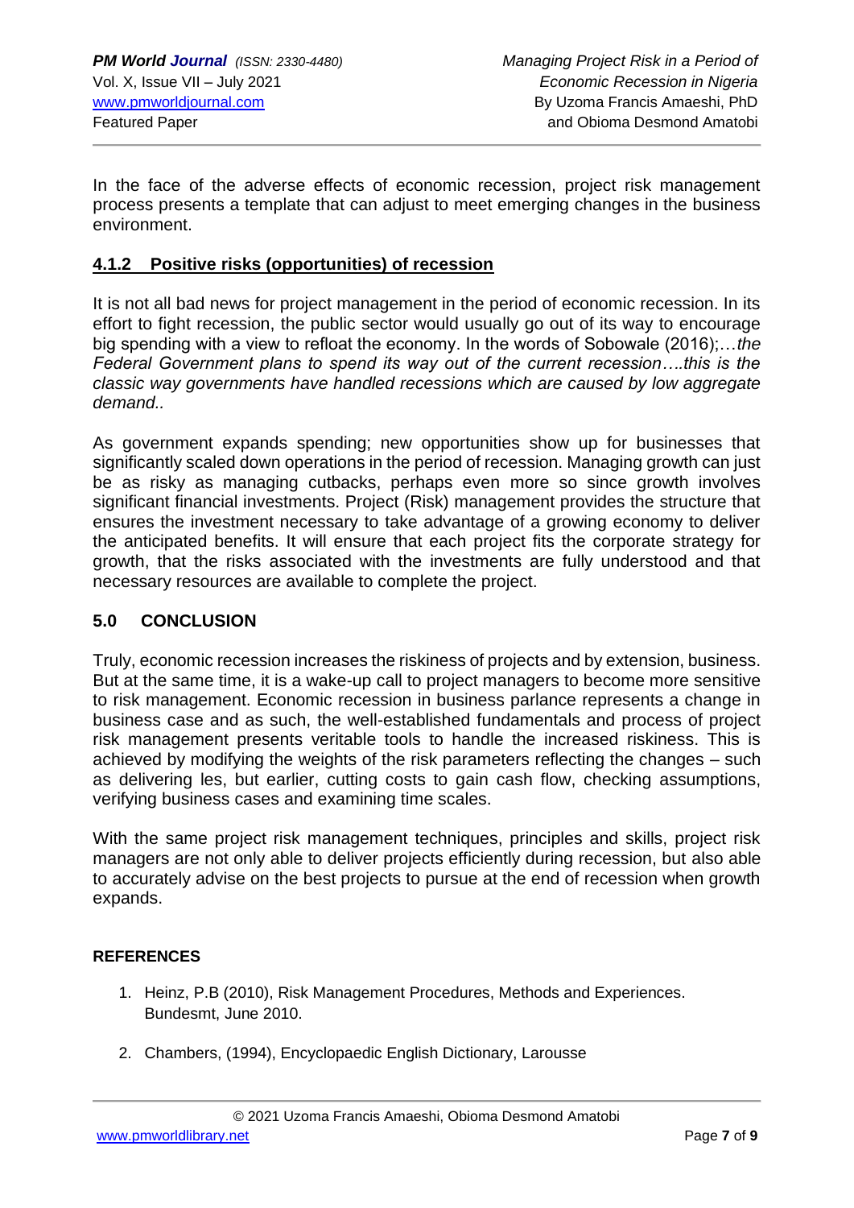In the face of the adverse effects of economic recession, project risk management process presents a template that can adjust to meet emerging changes in the business environment.

### 4.1.2 Positive risks (opportunities) of recession

It is not all bad news for project management in the period of economic recession. In its effort to fight recession, the public sector would usually go out of its way to encourage big spending with a view to refloat the economy. In the words of Sobowale (2016);…*the Federal Government plans to spend its way out of the current recession….this is the classic way governments have handled recessions which are caused by low aggregate demand..*

As government expands spending; new opportunities show up for businesses that significantly scaled down operations in the period of recession. Managing growth can just be as risky as managing cutbacks, perhaps even more so since growth involves significant financial investments. Project (Risk) management provides the structure that ensures the investment necessary to take advantage of a growing economy to deliver the anticipated benefits. It will ensure that each project fits the corporate strategy for growth, that the risks associated with the investments are fully understood and that necessary resources are available to complete the project.

## 5.0 CONCLUSION

Truly, economic recession increases the riskiness of projects and by extension, business. But at the same time, it is a wake-up call to project managers to become more sensitive to risk management. Economic recession in business parlance represents a change in business case and as such, the well-established fundamentals and process of project risk management presents veritable tools to handle the increased riskiness. This is achieved by modifying the weights of the risk parameters reflecting the changes – such as delivering les, but earlier, cutting costs to gain cash flow, checking assumptions, verifying business cases and examining time scales.

With the same project risk management techniques, principles and skills, project risk managers are not only able to deliver projects efficiently during recession, but also able to accurately advise on the best projects to pursue at the end of recession when growth expands.

#### REFERENCES

1. Heinz, P.B (2010), Risk Management Procedures, Methods and Experiences. Bundesmt, June 2010.
2. Chambers, (1994), Encyclopaedic English Dictionary, Larousse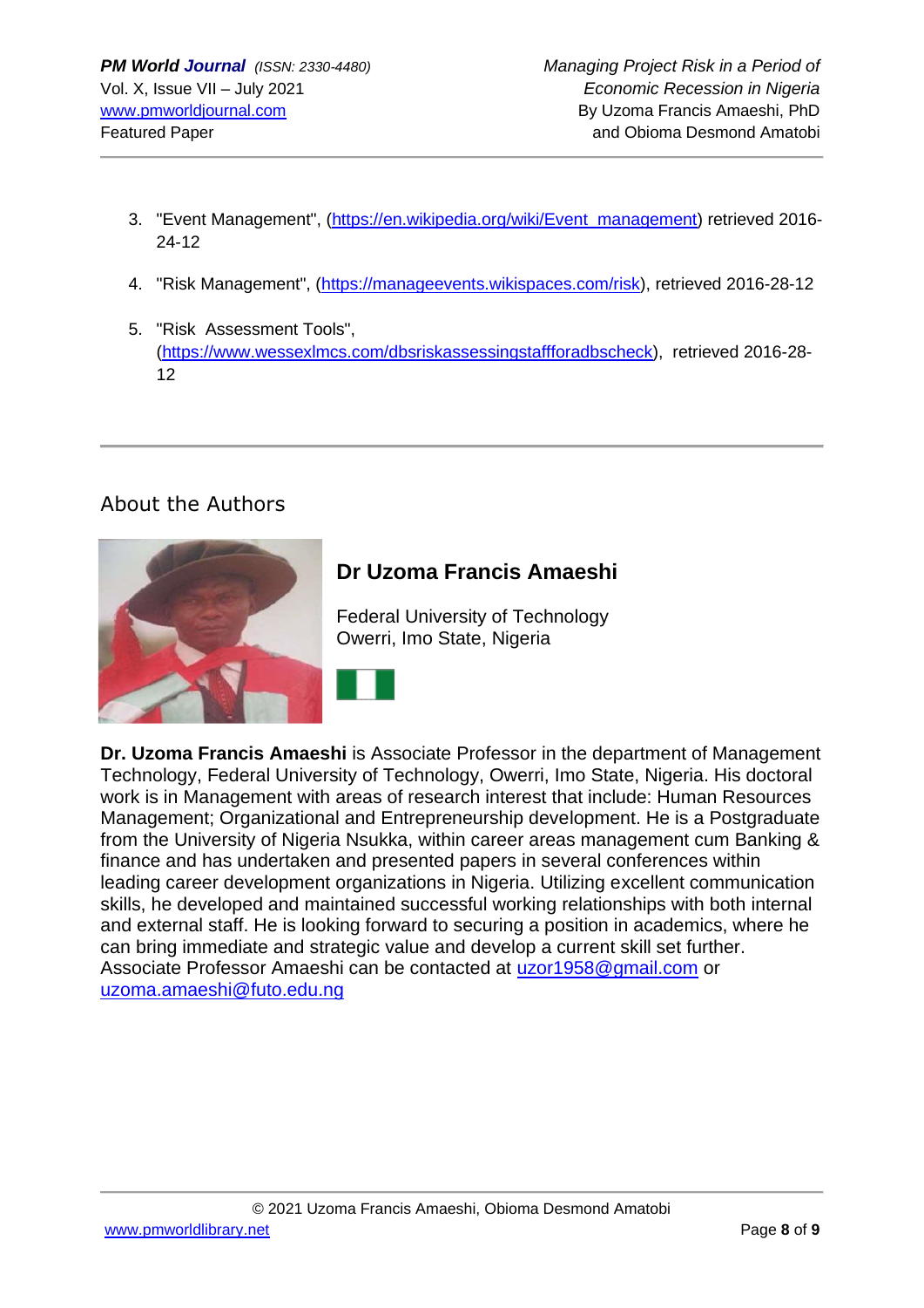3. "Event Management", (https://en.wikipedia.org/wiki/Event_management) retrieved 2016-24-12

4. "Risk Management", (https://manageevents.wikispaces.com/risk), retrieved 2016-28-12

5. "Risk Assessment Tools", (https://www.wessexlmcs.com/dbsriskassessingstaffforadbscheck), retrieved 2016-28-12

---

## About the Authors

### Dr Uzoma Francis Amaeshi

Federal University of Technology
Owerri, Imo State, Nigeria

**Dr. Uzoma Francis Amaeshi** is Associate Professor in the department of Management Technology, Federal University of Technology, Owerri, Imo State, Nigeria. His doctoral work is in Management with areas of research interest that include: Human Resources Management; Organizational and Entrepreneurship development. He is a Postgraduate from the University of Nigeria Nsukka, within career areas management cum Banking & finance and has undertaken and presented papers in several conferences within leading career development organizations in Nigeria. Utilizing excellent communication skills, he developed and maintained successful working relationships with both internal and external staff. He is looking forward to securing a position in academics, where he can bring immediate and strategic value and develop a current skill set further. Associate Professor Amaeshi can be contacted at uzor1958@gmail.com or uzoma.amaeshi@futo.edu.ng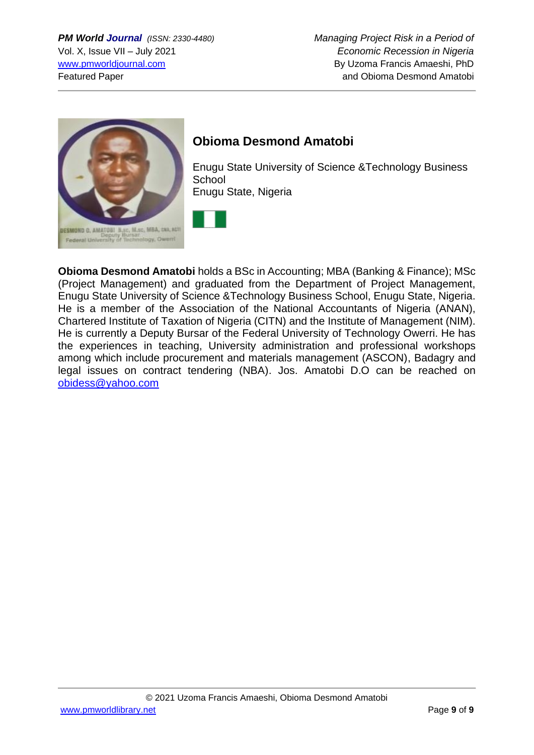## Obioma Desmond Amatobi

Enugu State University of Science &Technology Business School
Enugu State, Nigeria

**Obioma Desmond Amatobi** holds a BSc in Accounting; MBA (Banking & Finance); MSc (Project Management) and graduated from the Department of Project Management, Enugu State University of Science &Technology Business School, Enugu State, Nigeria. He is a member of the Association of the National Accountants of Nigeria (ANAN), Chartered Institute of Taxation of Nigeria (CITN) and the Institute of Management (NIM). He is currently a Deputy Bursar of the Federal University of Technology Owerri. He has the experiences in teaching, University administration and professional workshops among which include procurement and materials management (ASCON), Badagry and legal issues on contract tendering (NBA). Jos. Amatobi D.O can be reached on obidess@yahoo.com